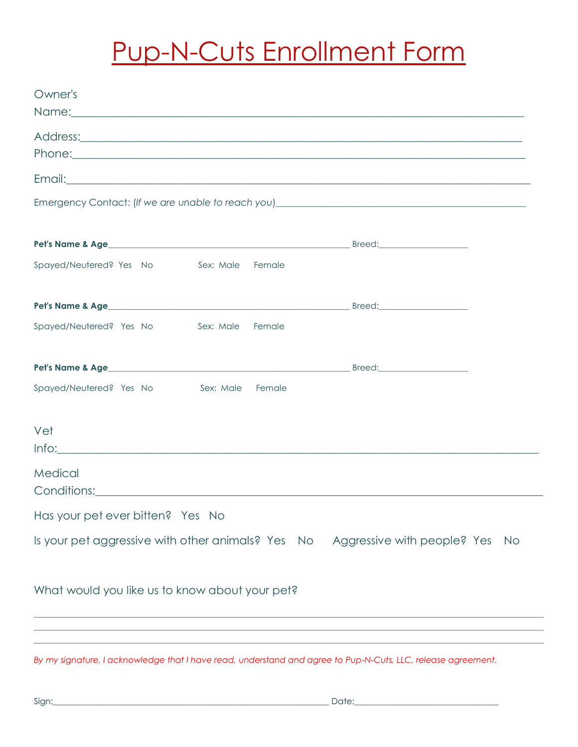# Pup-N-Cuts Enrollment Form

Owner's Name:_______________________________________________________________________________

Address:_______________________________________________________________________________

Phone:_______________________________________________________________________________

Email:_______________________________________________________________________________

Emergency Contact: (*If we are unable to reach you*)_______________________________________________

**Pet's Name & Age**_______________________________________________ Breed:__________________

Spayed/Neutered? Yes No Sex: Male Female

**Pet's Name & Age**_______________________________________________ Breed:__________________

Spayed/Neutered? Yes No Sex: Male Female

**Pet's Name & Age**_______________________________________________ Breed:__________________

Spayed/Neutered? Yes No Sex: Male Female

Vet Info:_______________________________________________________________________________

Medical Conditions:_______________________________________________________________________

Has your pet ever bitten? Yes No

Is your pet aggressive with other animals? Yes No Aggressive with people? Yes No

What would you like us to know about your pet?

_______________________________________________________________________________________
_______________________________________________________________________________________
_______________________________________________________________________________________

*By my signature, I acknowledge that I have read, understand and agree to Pup-N-Cuts, LLC, release agreement.*

Sign:_______________________________________________________ Date:______________________________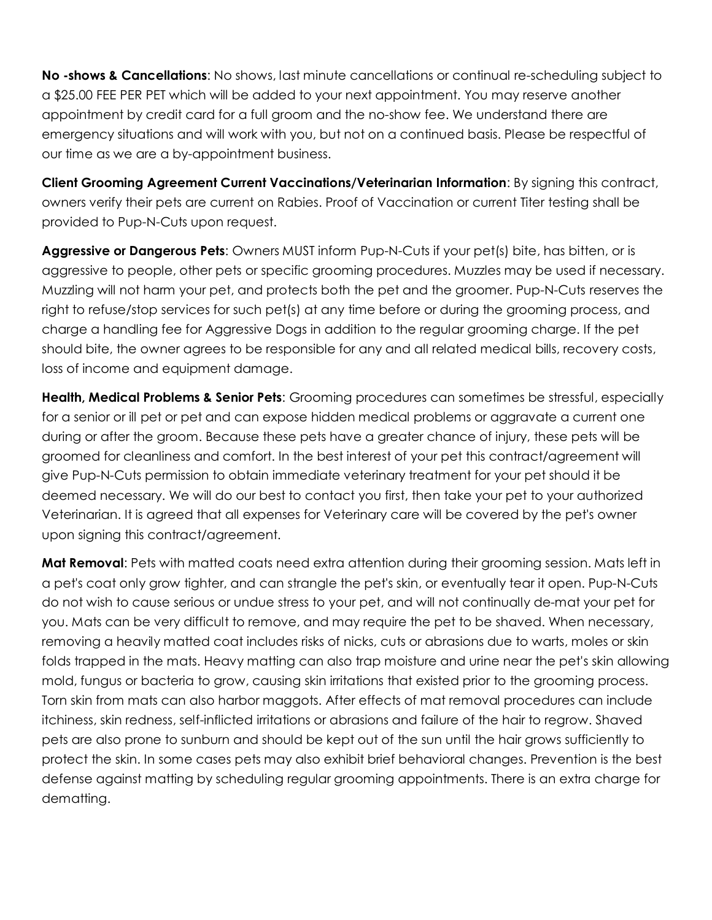**No -shows & Cancellations**: No shows, last minute cancellations or continual re-scheduling subject to a $25.00 FEE PER PET which will be added to your next appointment. You may reserve another appointment by credit card for a full groom and the no-show fee. We understand there are emergency situations and will work with you, but not on a continued basis. Please be respectful of our time as we are a by-appointment business.

**Client Grooming Agreement Current Vaccinations/Veterinarian Information**: By signing this contract, owners verify their pets are current on Rabies. Proof of Vaccination or current Titer testing shall be provided to Pup-N-Cuts upon request.

**Aggressive or Dangerous Pets**: Owners MUST inform Pup-N-Cuts if your pet(s) bite, has bitten, or is aggressive to people, other pets or specific grooming procedures. Muzzles may be used if necessary. Muzzling will not harm your pet, and protects both the pet and the groomer. Pup-N-Cuts reserves the right to refuse/stop services for such pet(s) at any time before or during the grooming process, and charge a handling fee for Aggressive Dogs in addition to the regular grooming charge. If the pet should bite, the owner agrees to be responsible for any and all related medical bills, recovery costs, loss of income and equipment damage.

**Health, Medical Problems & Senior Pets**: Grooming procedures can sometimes be stressful, especially for a senior or ill pet or pet and can expose hidden medical problems or aggravate a current one during or after the groom. Because these pets have a greater chance of injury, these pets will be groomed for cleanliness and comfort. In the best interest of your pet this contract/agreement will give Pup-N-Cuts permission to obtain immediate veterinary treatment for your pet should it be deemed necessary. We will do our best to contact you first, then take your pet to your authorized Veterinarian. It is agreed that all expenses for Veterinary care will be covered by the pet's owner upon signing this contract/agreement.

**Mat Removal**: Pets with matted coats need extra attention during their grooming session. Mats left in a pet's coat only grow tighter, and can strangle the pet's skin, or eventually tear it open. Pup-N-Cuts do not wish to cause serious or undue stress to your pet, and will not continually de-mat your pet for you. Mats can be very difficult to remove, and may require the pet to be shaved. When necessary, removing a heavily matted coat includes risks of nicks, cuts or abrasions due to warts, moles or skin folds trapped in the mats. Heavy matting can also trap moisture and urine near the pet's skin allowing mold, fungus or bacteria to grow, causing skin irritations that existed prior to the grooming process. Torn skin from mats can also harbor maggots. After effects of mat removal procedures can include itchiness, skin redness, self-inflicted irritations or abrasions and failure of the hair to regrow. Shaved pets are also prone to sunburn and should be kept out of the sun until the hair grows sufficiently to protect the skin. In some cases pets may also exhibit brief behavioral changes. Prevention is the best defense against matting by scheduling regular grooming appointments. There is an extra charge for dematting.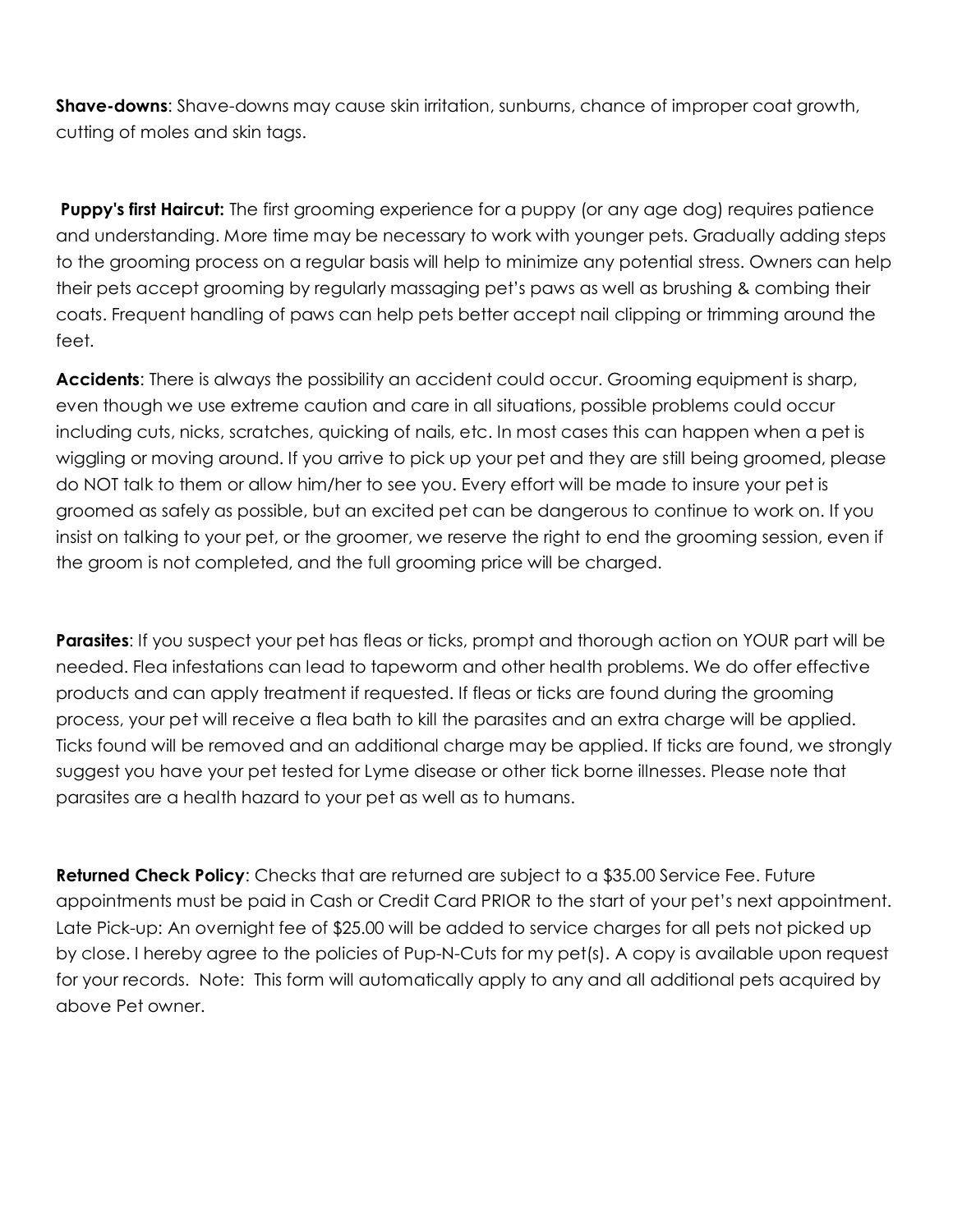**Shave-downs**: Shave-downs may cause skin irritation, sunburns, chance of improper coat growth, cutting of moles and skin tags.

**Puppy's first Haircut:** The first grooming experience for a puppy (or any age dog) requires patience and understanding. More time may be necessary to work with younger pets. Gradually adding steps to the grooming process on a regular basis will help to minimize any potential stress. Owners can help their pets accept grooming by regularly massaging pet's paws as well as brushing & combing their coats. Frequent handling of paws can help pets better accept nail clipping or trimming around the feet.

**Accidents**: There is always the possibility an accident could occur. Grooming equipment is sharp, even though we use extreme caution and care in all situations, possible problems could occur including cuts, nicks, scratches, quicking of nails, etc. In most cases this can happen when a pet is wiggling or moving around. If you arrive to pick up your pet and they are still being groomed, please do NOT talk to them or allow him/her to see you. Every effort will be made to insure your pet is groomed as safely as possible, but an excited pet can be dangerous to continue to work on. If you insist on talking to your pet, or the groomer, we reserve the right to end the grooming session, even if the groom is not completed, and the full grooming price will be charged.

**Parasites**: If you suspect your pet has fleas or ticks, prompt and thorough action on YOUR part will be needed. Flea infestations can lead to tapeworm and other health problems. We do offer effective products and can apply treatment if requested. If fleas or ticks are found during the grooming process, your pet will receive a flea bath to kill the parasites and an extra charge will be applied. Ticks found will be removed and an additional charge may be applied. If ticks are found, we strongly suggest you have your pet tested for Lyme disease or other tick borne illnesses. Please note that parasites are a health hazard to your pet as well as to humans.

**Returned Check Policy**: Checks that are returned are subject to a $35.00 Service Fee. Future appointments must be paid in Cash or Credit Card PRIOR to the start of your pet's next appointment. Late Pick-up: An overnight fee of $25.00 will be added to service charges for all pets not picked up by close. I hereby agree to the policies of Pup-N-Cuts for my pet(s). A copy is available upon request for your records. Note: This form will automatically apply to any and all additional pets acquired by above Pet owner.